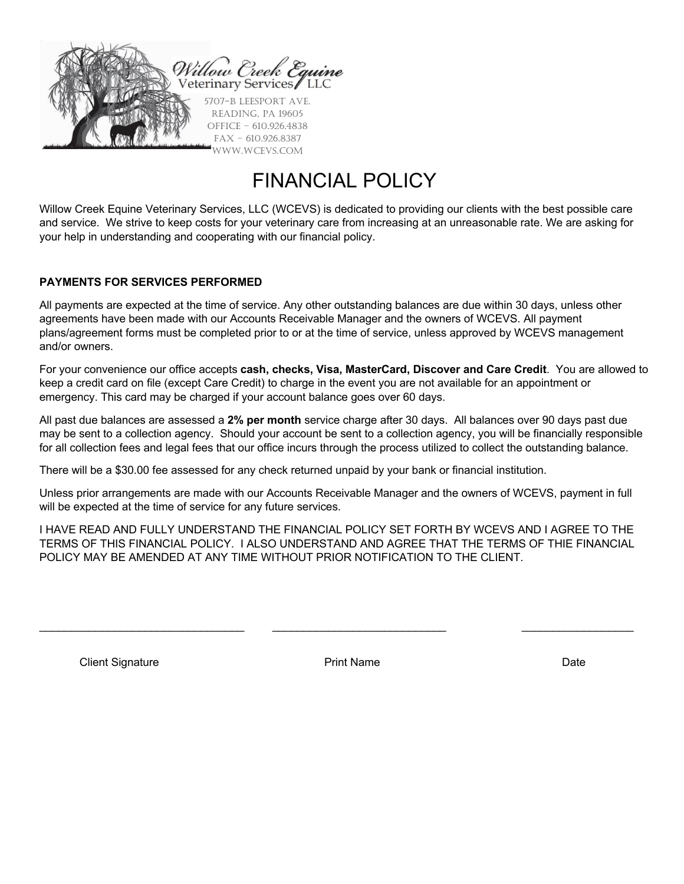Willow Creek Equine Veterinary Services, LLC

5707-B LEESPORT AVE.
READING, PA 19605
OFFICE - 610.926.4838
FAX - 610.926.8387
WWW.WCEVS.COM

# FINANCIAL POLICY

Willow Creek Equine Veterinary Services, LLC (WCEVS) is dedicated to providing our clients with the best possible care and service. We strive to keep costs for your veterinary care from increasing at an unreasonable rate. We are asking for your help in understanding and cooperating with our financial policy.

**PAYMENTS FOR SERVICES PERFORMED**

All payments are expected at the time of service. Any other outstanding balances are due within 30 days, unless other agreements have been made with our Accounts Receivable Manager and the owners of WCEVS. All payment plans/agreement forms must be completed prior to or at the time of service, unless approved by WCEVS management and/or owners.

For your convenience our office accepts **cash, checks, Visa, MasterCard, Discover and Care Credit**. You are allowed to keep a credit card on file (except Care Credit) to charge in the event you are not available for an appointment or emergency. This card may be charged if your account balance goes over 60 days.

All past due balances are assessed a **2% per month** service charge after 30 days. All balances over 90 days past due may be sent to a collection agency. Should your account be sent to a collection agency, you will be financially responsible for all collection fees and legal fees that our office incurs through the process utilized to collect the outstanding balance.

There will be a $30.00 fee assessed for any check returned unpaid by your bank or financial institution.

Unless prior arrangements are made with our Accounts Receivable Manager and the owners of WCEVS, payment in full will be expected at the time of service for any future services.

I HAVE READ AND FULLY UNDERSTAND THE FINANCIAL POLICY SET FORTH BY WCEVS AND I AGREE TO THE TERMS OF THIS FINANCIAL POLICY. I ALSO UNDERSTAND AND AGREE THAT THE TERMS OF THIE FINANCIAL POLICY MAY BE AMENDED AT ANY TIME WITHOUT PRIOR NOTIFICATION TO THE CLIENT.

_________________________________ _____________________________ __________________

Client Signature Print Name Date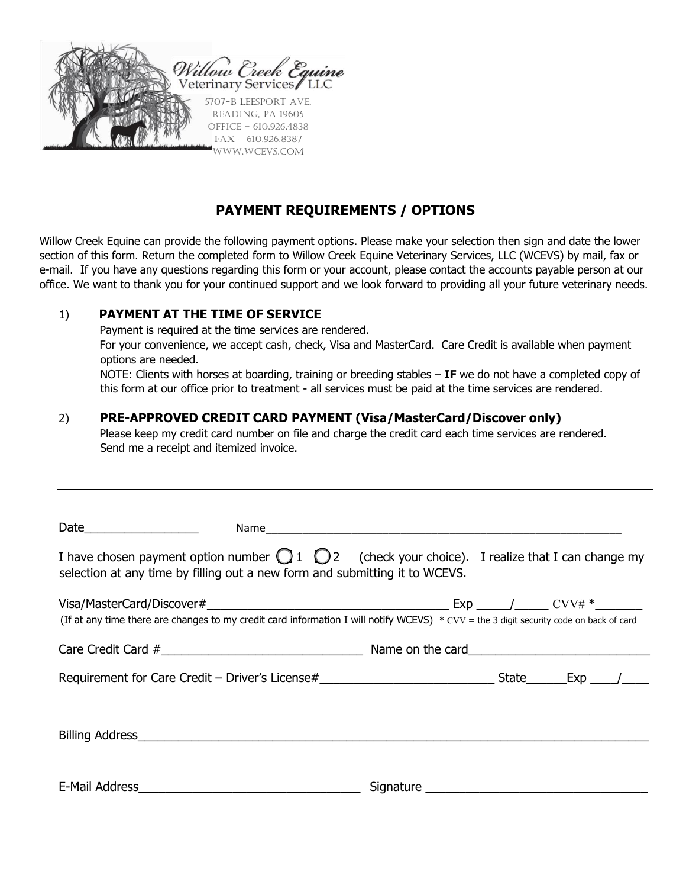Willow Creek Equine
Veterinary Services, LLC

5707-B Leesport Ave.
Reading, PA 19605
Office – 610.926.4838
Fax – 610.926.8387
www.wcevs.com

## PAYMENT REQUIREMENTS / OPTIONS

Willow Creek Equine can provide the following payment options. Please make your selection then sign and date the lower section of this form. Return the completed form to Willow Creek Equine Veterinary Services, LLC (WCEVS) by mail, fax or e-mail. If you have any questions regarding this form or your account, please contact the accounts payable person at our office. We want to thank you for your continued support and we look forward to providing all your future veterinary needs.

1) **PAYMENT AT THE TIME OF SERVICE**
   Payment is required at the time services are rendered.
   For your convenience, we accept cash, check, Visa and MasterCard. Care Credit is available when payment options are needed.
   NOTE: Clients with horses at boarding, training or breeding stables – **IF** we do not have a completed copy of this form at our office prior to treatment - all services must be paid at the time services are rendered.

2) **PRE-APPROVED CREDIT CARD PAYMENT (Visa/MasterCard/Discover only)**
   Please keep my credit card number on file and charge the credit card each time services are rendered.
   Send me a receipt and itemized invoice.

---

Date_________________ Name____________________________________________________________

I have chosen payment option number ◯ 1 ◯ 2 (check your choice). I realize that I can change my selection at any time by filling out a new form and submitting it to WCEVS.

Visa/MasterCard/Discover#____________________________________ Exp _____/_____ CVV# *_______
(If at any time there are changes to my credit card information I will notify WCEVS) * CVV = the 3 digit security code on back of card

Care Credit Card #______________________________ Name on the card__________________________

Requirement for Care Credit – Driver's License#_________________________ State______Exp ____/____

Billing Address___________________________________________________________________________

E-Mail Address_________________________________ Signature _________________________________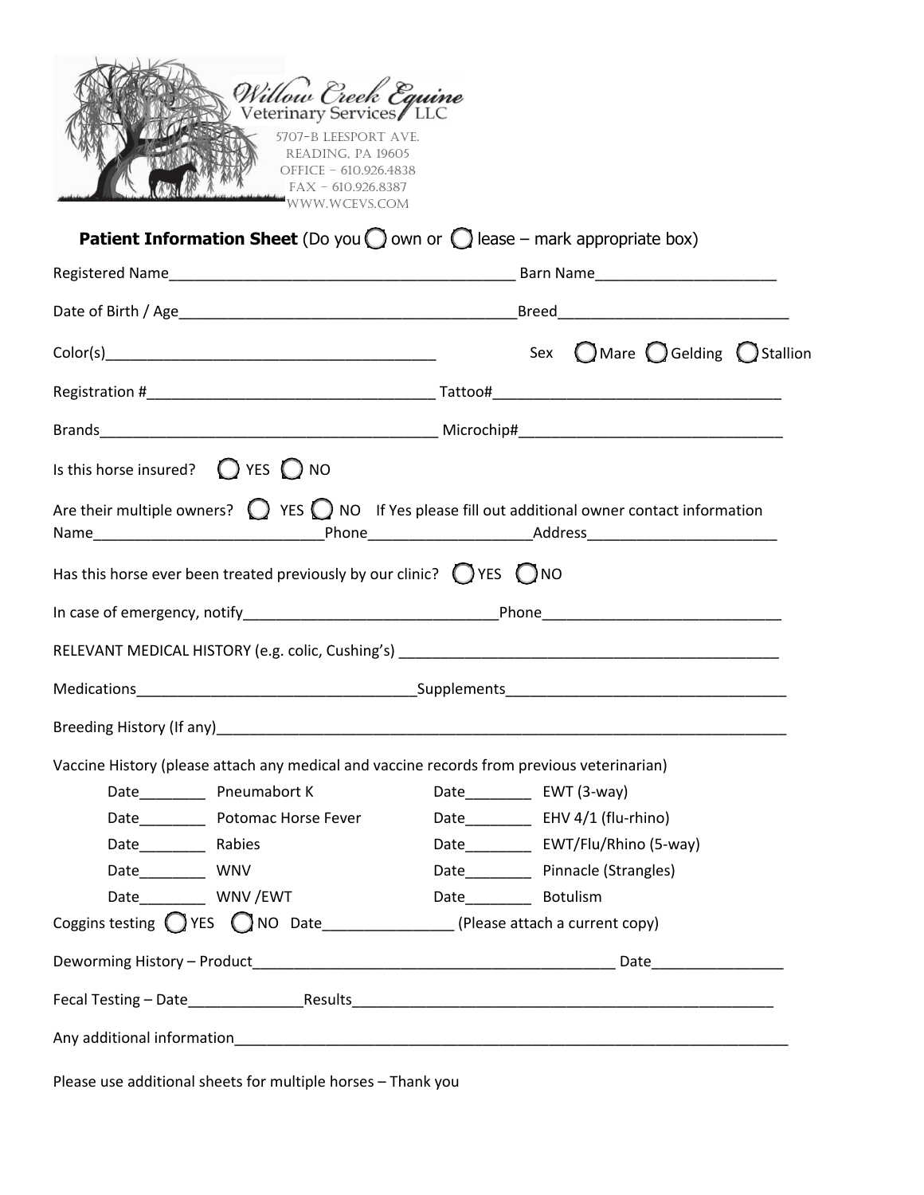Willow Creek Equine Veterinary Services, LLC
5707-B Leesport Ave.
Reading, PA 19605
Office – 610.926.4838
Fax – 610.926.8387
www.wcevs.com

**Patient Information Sheet** (Do you ◯ own or ◯ lease – mark appropriate box)

Registered Name__________________________________________ Barn Name______________________

Date of Birth / Age_________________________________________Breed____________________________

Color(s)________________________________________ Sex ◯ Mare ◯ Gelding ◯ Stallion

Registration #__________________________________ Tattoo#__________________________________

Brands_________________________________________ Microchip#_______________________________

Is this horse insured? ◯ YES ◯ NO

Are their multiple owners? ◯ YES ◯ NO If Yes please fill out additional owner contact information
Name___________________________Phone____________________Address_______________________

Has this horse ever been treated previously by our clinic? ◯ YES ◯ NO

In case of emergency, notify_____________________________Phone_____________________________

RELEVANT MEDICAL HISTORY (e.g. colic, Cushing's) ______________________________________________

Medications_________________________________Supplements_________________________________

Breeding History (If any)______________________________________________________________________

Vaccine History (please attach any medical and vaccine records from previous veterinarian)

| | | | |
|---|---|---|---|
| Date________ | Pneumabort K | Date________ | EWT (3-way) |
| Date________ | Potomac Horse Fever | Date________ | EHV 4/1 (flu-rhino) |
| Date________ | Rabies | Date________ | EWT/Flu/Rhino (5-way) |
| Date________ | WNV | Date________ | Pinnacle (Strangles) |
| Date________ | WNV /EWT | Date________ | Botulism |

Coggins testing ◯ YES ◯ NO Date_______________ (Please attach a current copy)

Deworming History – Product____________________________________________ Date________________

Fecal Testing – Date______________Results____________________________________________________

Any additional information______________________________________________________________________

Please use additional sheets for multiple horses – Thank you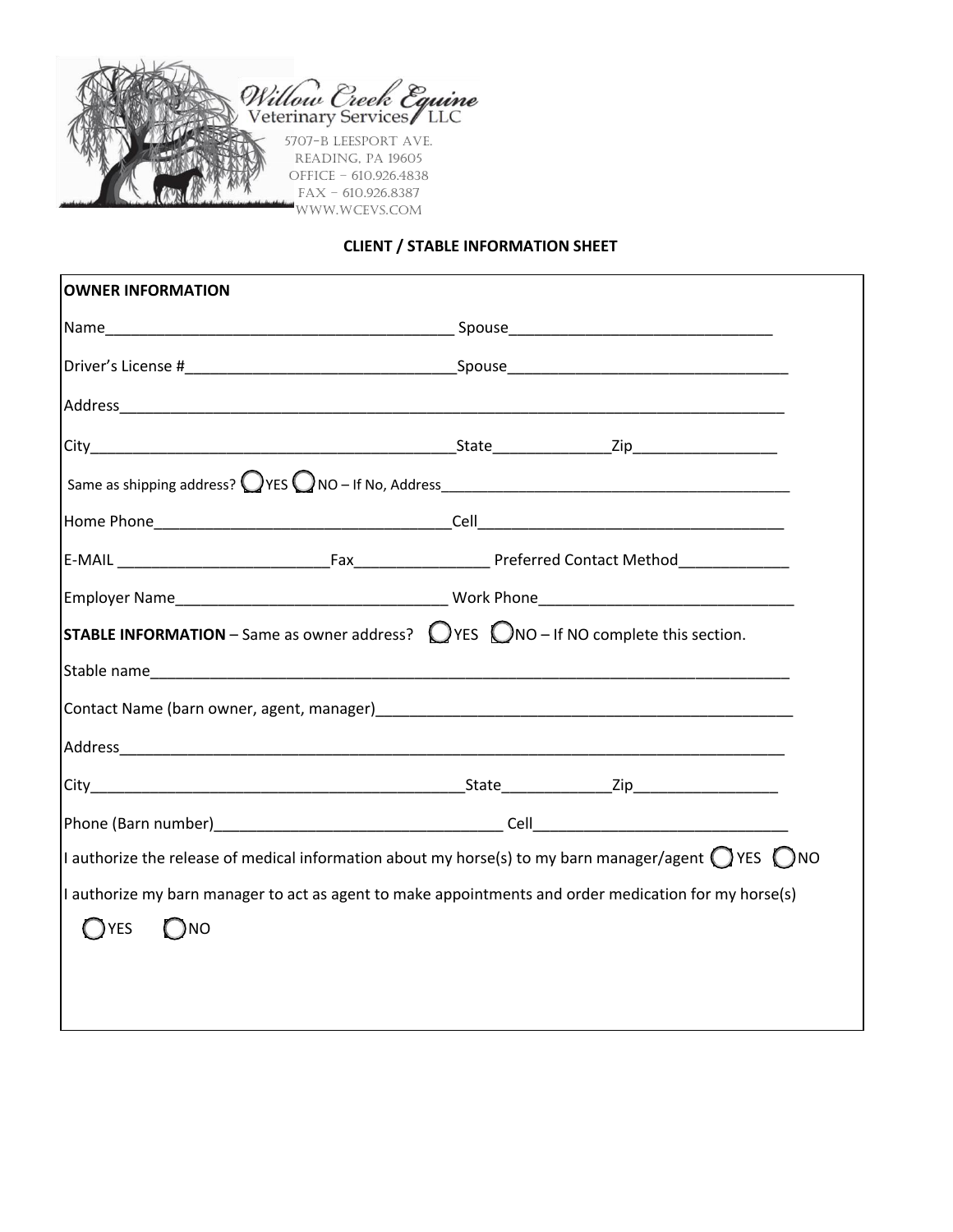Willow Creek Equine
Veterinary Services, LLC

5707-B LEESPORT AVE.
READING, PA 19605
OFFICE – 610.926.4838
FAX – 610.926.8387
WWW.WCEVS.COM

**CLIENT / STABLE INFORMATION SHEET**

**OWNER INFORMATION**

Name_________________________________________ Spouse_______________________________

Driver's License #_______________________________Spouse_________________________________

Address___________________________________________________________________________

City___________________________________________State_____________Zip________________

Same as shipping address? ◯ YES ◯ NO – If No, Address___________________________________________

Home Phone__________________________________Cell____________________________________

E-MAIL ________________________Fax_______________ Preferred Contact Method_____________

Employer Name________________________________ Work Phone_____________________________

**STABLE INFORMATION** – Same as owner address? ◯ YES ◯ NO – If NO complete this section.

Stable name_________________________________________________________________________

Contact Name (barn owner, agent, manager)__________________________________________________

Address___________________________________________________________________________

City____________________________________________State____________Zip________________

Phone (Barn number)_________________________________ Cell_____________________________

I authorize the release of medical information about my horse(s) to my barn manager/agent ◯ YES ◯ NO

I authorize my barn manager to act as agent to make appointments and order medication for my horse(s)

◯ YES ◯ NO